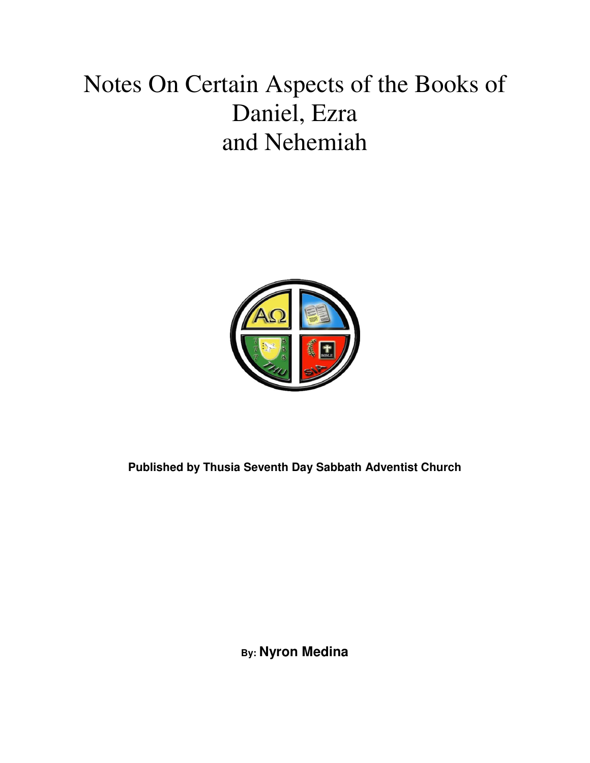# Notes On Certain Aspects of the Books of Daniel, Ezra and Nehemiah

**Published by Thusia Seventh Day Sabbath Adventist Church**

By: **Nyron Medina**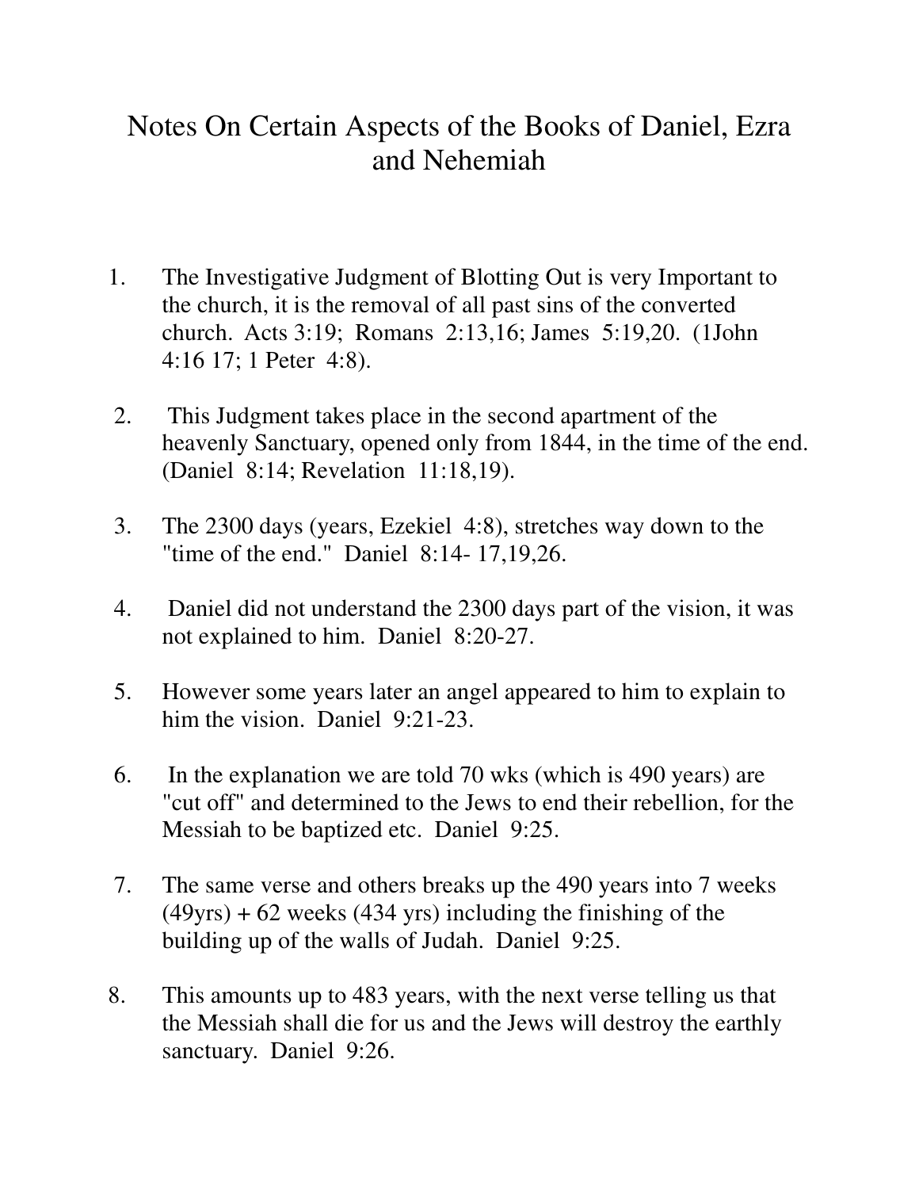# Notes On Certain Aspects of the Books of Daniel, Ezra and Nehemiah

1. The Investigative Judgment of Blotting Out is very Important to the church, it is the removal of all past sins of the converted church. Acts 3:19; Romans 2:13,16; James 5:19,20. (1John 4:16 17; 1 Peter 4:8).

2. This Judgment takes place in the second apartment of the heavenly Sanctuary, opened only from 1844, in the time of the end. (Daniel 8:14; Revelation 11:18,19).

3. The 2300 days (years, Ezekiel 4:8), stretches way down to the "time of the end." Daniel 8:14- 17,19,26.

4. Daniel did not understand the 2300 days part of the vision, it was not explained to him. Daniel 8:20-27.

5. However some years later an angel appeared to him to explain to him the vision. Daniel 9:21-23.

6. In the explanation we are told 70 wks (which is 490 years) are "cut off" and determined to the Jews to end their rebellion, for the Messiah to be baptized etc. Daniel 9:25.

7. The same verse and others breaks up the 490 years into 7 weeks (49yrs) + 62 weeks (434 yrs) including the finishing of the building up of the walls of Judah. Daniel 9:25.

8. This amounts up to 483 years, with the next verse telling us that the Messiah shall die for us and the Jews will destroy the earthly sanctuary. Daniel 9:26.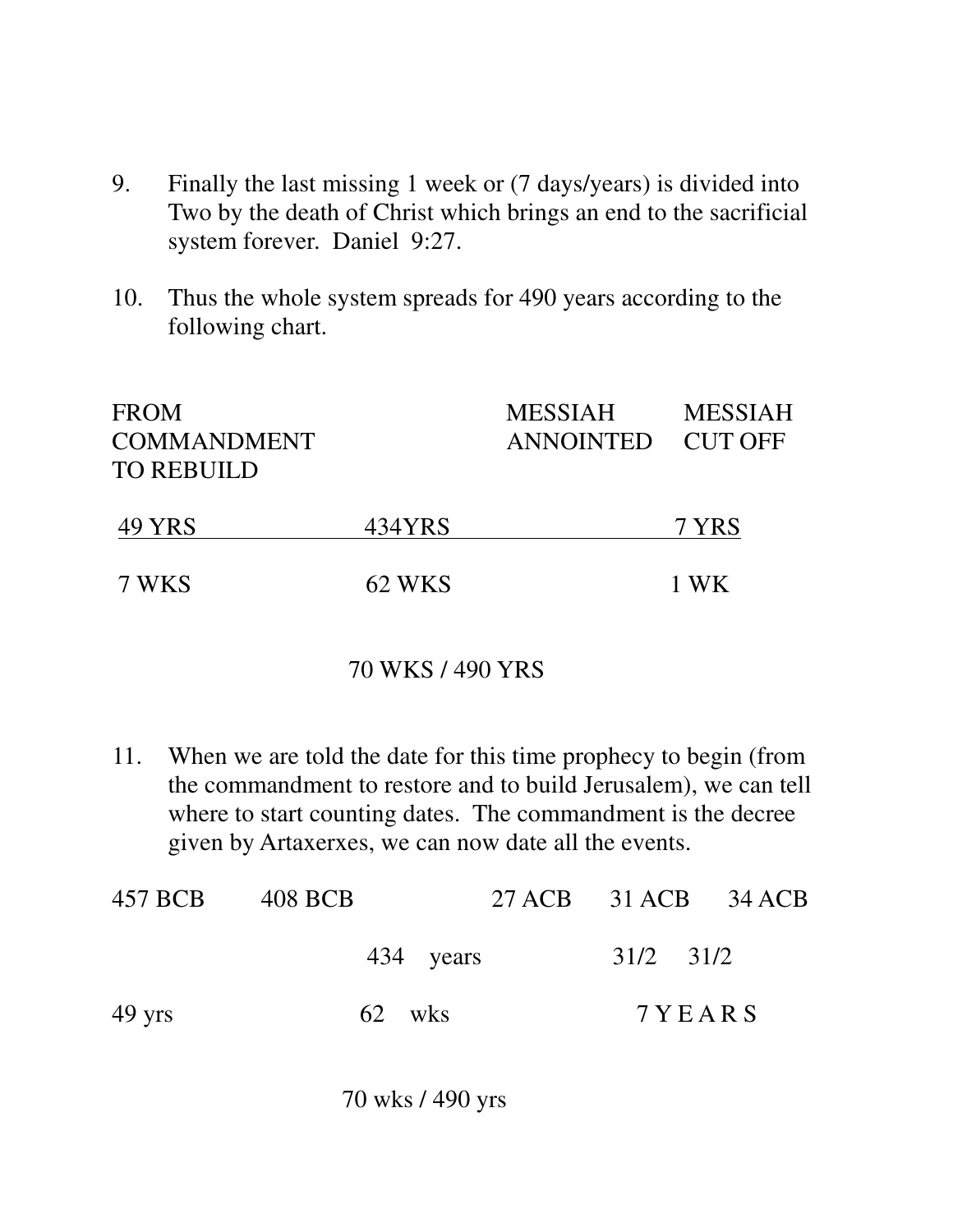9. Finally the last missing 1 week or (7 days/years) is divided into Two by the death of Christ which brings an end to the sacrificial system forever. Daniel 9:27.

10. Thus the whole system spreads for 490 years according to the following chart.

| FROM COMMANDMENT TO REBUILD | | MESSIAH ANNOINTED | MESSIAH CUT OFF |
|---|---|---|---|
| 49 YRS | 434YRS | | 7 YRS |
| 7 WKS | 62 WKS | | 1 WK |

70 WKS / 490 YRS

11. When we are told the date for this time prophecy to begin (from the commandment to restore and to build Jerusalem), we can tell where to start counting dates. The commandment is the decree given by Artaxerxes, we can now date all the events.

| 457 BCB | 408 BCB | 27 ACB | 31 ACB | 34 ACB |
|---|---|---|---|---|
| | 434 years | | 31/2 | 31/2 |
| 49 yrs | 62 wks | | 7 Y E A R S | |

70 wks / 490 yrs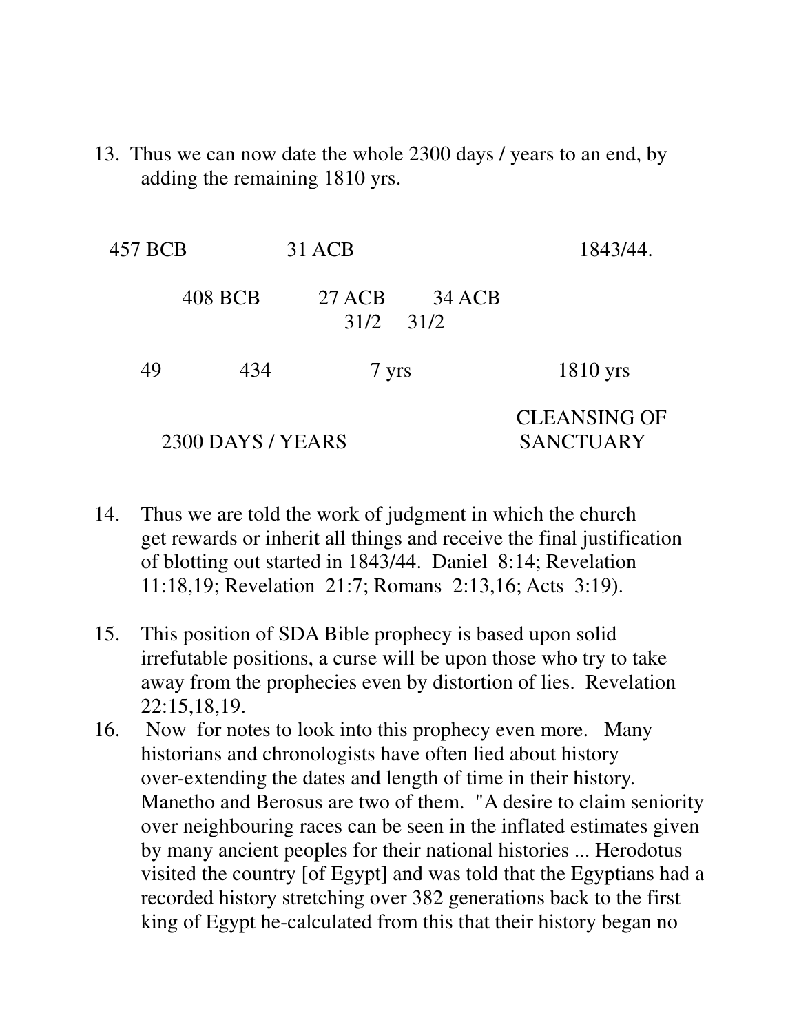13. Thus we can now date the whole 2300 days / years to an end, by adding the remaining 1810 yrs.

```
  457 BCB              31 ACB                              1843/44.

          408 BCB          27 ACB         34 ACB
                                31/2     31/2

     49             434              7 yrs                      1810 yrs

                                                          CLEANSING OF
        2300 DAYS / YEARS                                  SANCTUARY
```

14. Thus we are told the work of judgment in which the church get rewards or inherit all things and receive the final justification of blotting out started in 1843/44. Daniel 8:14; Revelation 11:18,19; Revelation 21:7; Romans 2:13,16; Acts 3:19).

15. This position of SDA Bible prophecy is based upon solid irrefutable positions, a curse will be upon those who try to take away from the prophecies even by distortion of lies. Revelation 22:15,18,19.

16. Now for notes to look into this prophecy even more. Many historians and chronologists have often lied about history over-extending the dates and length of time in their history. Manetho and Berosus are two of them. "A desire to claim seniority over neighbouring races can be seen in the inflated estimates given by many ancient peoples for their national histories ... Herodotus visited the country [of Egypt] and was told that the Egyptians had a recorded history stretching over 382 generations back to the first king of Egypt he-calculated from this that their history began no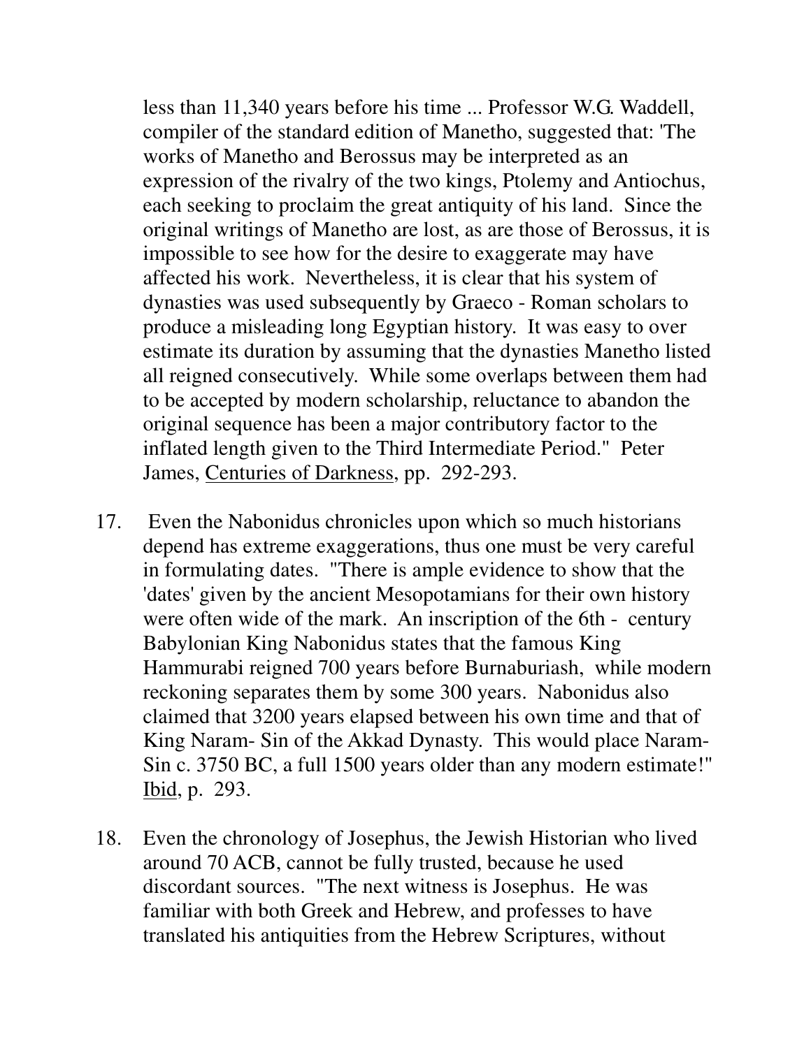less than 11,340 years before his time ... Professor W.G. Waddell, compiler of the standard edition of Manetho, suggested that: 'The works of Manetho and Berossus may be interpreted as an expression of the rivalry of the two kings, Ptolemy and Antiochus, each seeking to proclaim the great antiquity of his land. Since the original writings of Manetho are lost, as are those of Berossus, it is impossible to see how for the desire to exaggerate may have affected his work. Nevertheless, it is clear that his system of dynasties was used subsequently by Graeco - Roman scholars to produce a misleading long Egyptian history. It was easy to over estimate its duration by assuming that the dynasties Manetho listed all reigned consecutively. While some overlaps between them had to be accepted by modern scholarship, reluctance to abandon the original sequence has been a major contributory factor to the inflated length given to the Third Intermediate Period." Peter James, <u>Centuries of Darkness</u>, pp. 292-293.

17. Even the Nabonidus chronicles upon which so much historians depend has extreme exaggerations, thus one must be very careful in formulating dates. "There is ample evidence to show that the 'dates' given by the ancient Mesopotamians for their own history were often wide of the mark. An inscription of the 6th - century Babylonian King Nabonidus states that the famous King Hammurabi reigned 700 years before Burnaburiash, while modern reckoning separates them by some 300 years. Nabonidus also claimed that 3200 years elapsed between his own time and that of King Naram- Sin of the Akkad Dynasty. This would place Naram-Sin c. 3750 BC, a full 1500 years older than any modern estimate!" <u>Ibid</u>, p. 293.

18. Even the chronology of Josephus, the Jewish Historian who lived around 70 ACB, cannot be fully trusted, because he used discordant sources. "The next witness is Josephus. He was familiar with both Greek and Hebrew, and professes to have translated his antiquities from the Hebrew Scriptures, without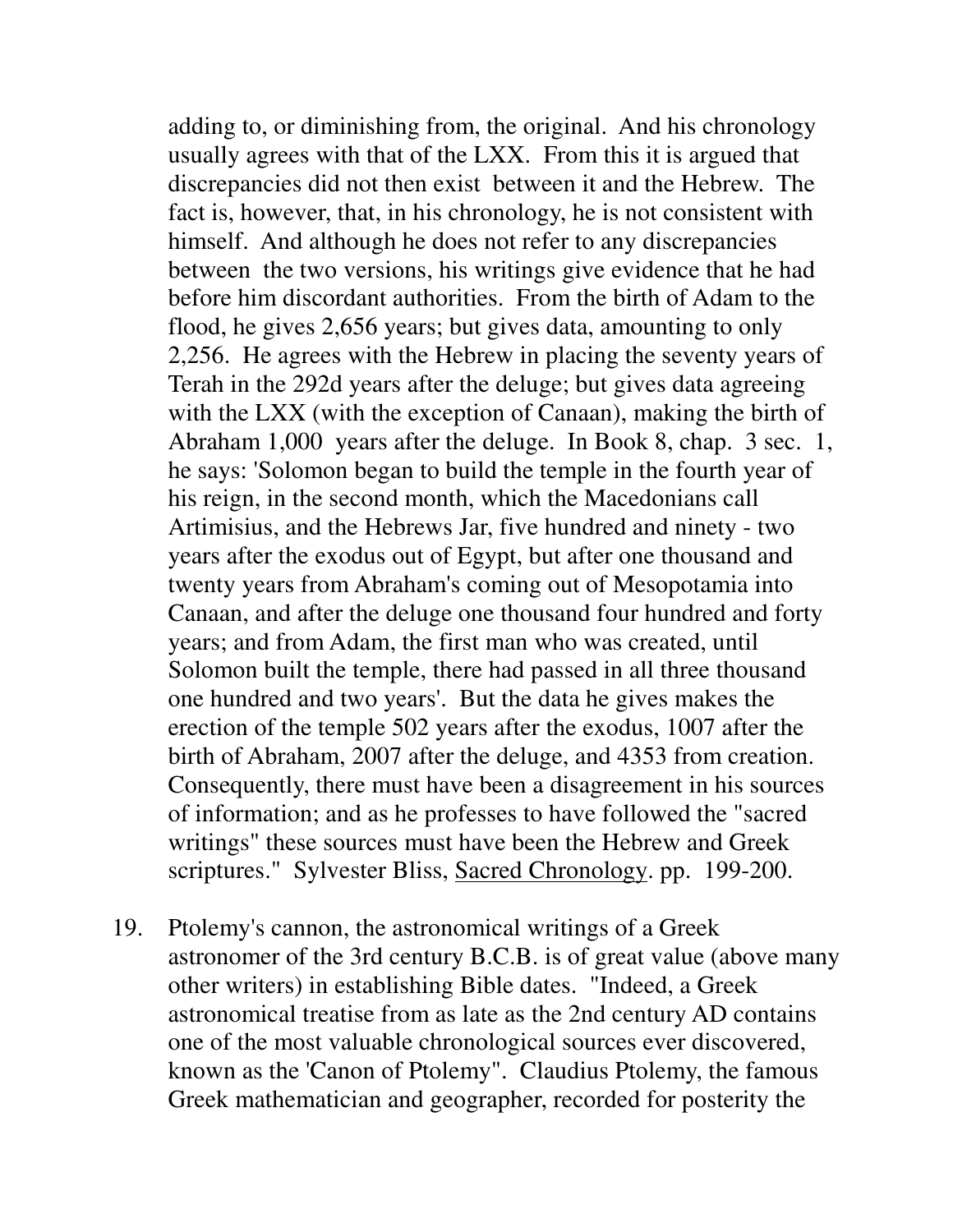adding to, or diminishing from, the original. And his chronology usually agrees with that of the LXX. From this it is argued that discrepancies did not then exist between it and the Hebrew. The fact is, however, that, in his chronology, he is not consistent with himself. And although he does not refer to any discrepancies between the two versions, his writings give evidence that he had before him discordant authorities. From the birth of Adam to the flood, he gives 2,656 years; but gives data, amounting to only 2,256. He agrees with the Hebrew in placing the seventy years of Terah in the 292d years after the deluge; but gives data agreeing with the LXX (with the exception of Canaan), making the birth of Abraham 1,000 years after the deluge. In Book 8, chap. 3 sec. 1, he says: 'Solomon began to build the temple in the fourth year of his reign, in the second month, which the Macedonians call Artimisius, and the Hebrews Jar, five hundred and ninety - two years after the exodus out of Egypt, but after one thousand and twenty years from Abraham's coming out of Mesopotamia into Canaan, and after the deluge one thousand four hundred and forty years; and from Adam, the first man who was created, until Solomon built the temple, there had passed in all three thousand one hundred and two years'. But the data he gives makes the erection of the temple 502 years after the exodus, 1007 after the birth of Abraham, 2007 after the deluge, and 4353 from creation. Consequently, there must have been a disagreement in his sources of information; and as he professes to have followed the "sacred writings" these sources must have been the Hebrew and Greek scriptures." Sylvester Bliss, Sacred Chronology. pp. 199-200.

19. Ptolemy's cannon, the astronomical writings of a Greek astronomer of the 3rd century B.C.B. is of great value (above many other writers) in establishing Bible dates. "Indeed, a Greek astronomical treatise from as late as the 2nd century AD contains one of the most valuable chronological sources ever discovered, known as the 'Canon of Ptolemy". Claudius Ptolemy, the famous Greek mathematician and geographer, recorded for posterity the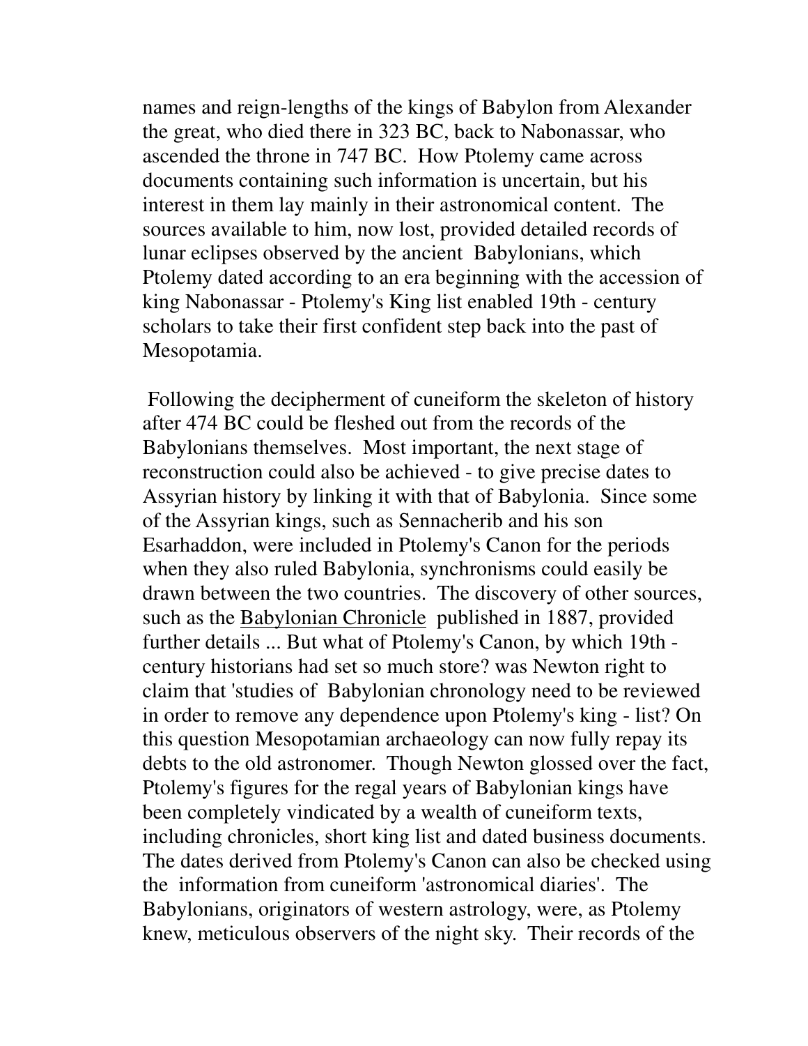names and reign-lengths of the kings of Babylon from Alexander the great, who died there in 323 BC, back to Nabonassar, who ascended the throne in 747 BC. How Ptolemy came across documents containing such information is uncertain, but his interest in them lay mainly in their astronomical content. The sources available to him, now lost, provided detailed records of lunar eclipses observed by the ancient Babylonians, which Ptolemy dated according to an era beginning with the accession of king Nabonassar - Ptolemy's King list enabled 19th - century scholars to take their first confident step back into the past of Mesopotamia.

Following the decipherment of cuneiform the skeleton of history after 474 BC could be fleshed out from the records of the Babylonians themselves. Most important, the next stage of reconstruction could also be achieved - to give precise dates to Assyrian history by linking it with that of Babylonia. Since some of the Assyrian kings, such as Sennacherib and his son Esarhaddon, were included in Ptolemy's Canon for the periods when they also ruled Babylonia, synchronisms could easily be drawn between the two countries. The discovery of other sources, such as the <u>Babylonian Chronicle</u> published in 1887, provided further details ... But what of Ptolemy's Canon, by which 19th - century historians had set so much store? was Newton right to claim that 'studies of Babylonian chronology need to be reviewed in order to remove any dependence upon Ptolemy's king - list? On this question Mesopotamian archaeology can now fully repay its debts to the old astronomer. Though Newton glossed over the fact, Ptolemy's figures for the regal years of Babylonian kings have been completely vindicated by a wealth of cuneiform texts, including chronicles, short king list and dated business documents. The dates derived from Ptolemy's Canon can also be checked using the information from cuneiform 'astronomical diaries'. The Babylonians, originators of western astrology, were, as Ptolemy knew, meticulous observers of the night sky. Their records of the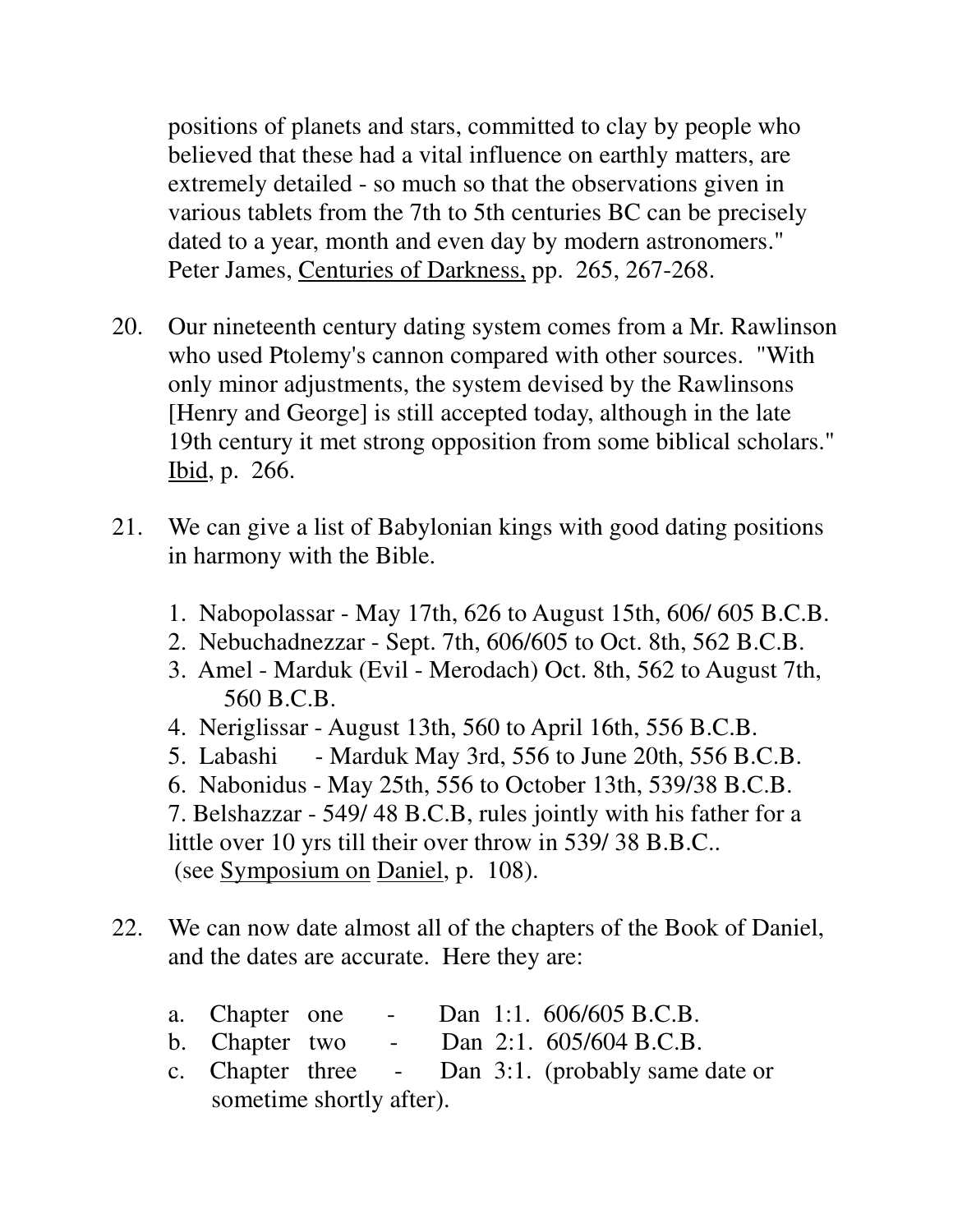positions of planets and stars, committed to clay by people who believed that these had a vital influence on earthly matters, are extremely detailed - so much so that the observations given in various tablets from the 7th to 5th centuries BC can be precisely dated to a year, month and even day by modern astronomers." Peter James, Centuries of Darkness, pp. 265, 267-268.

20. Our nineteenth century dating system comes from a Mr. Rawlinson who used Ptolemy's cannon compared with other sources. "With only minor adjustments, the system devised by the Rawlinsons [Henry and George] is still accepted today, although in the late 19th century it met strong opposition from some biblical scholars." Ibid, p. 266.

21. We can give a list of Babylonian kings with good dating positions in harmony with the Bible.

    1. Nabopolassar - May 17th, 626 to August 15th, 606/ 605 B.C.B.
    2. Nebuchadnezzar - Sept. 7th, 606/605 to Oct. 8th, 562 B.C.B.
    3. Amel - Marduk (Evil - Merodach) Oct. 8th, 562 to August 7th, 560 B.C.B.
    4. Neriglissar - August 13th, 560 to April 16th, 556 B.C.B.
    5. Labashi - Marduk May 3rd, 556 to June 20th, 556 B.C.B.
    6. Nabonidus - May 25th, 556 to October 13th, 539/38 B.C.B.
    7. Belshazzar - 549/ 48 B.C.B, rules jointly with his father for a little over 10 yrs till their over throw in 539/ 38 B.B.C.. (see Symposium on Daniel, p. 108).

22. We can now date almost all of the chapters of the Book of Daniel, and the dates are accurate. Here they are:

    a. Chapter one - Dan 1:1. 606/605 B.C.B.
    b. Chapter two - Dan 2:1. 605/604 B.C.B.
    c. Chapter three - Dan 3:1. (probably same date or sometime shortly after).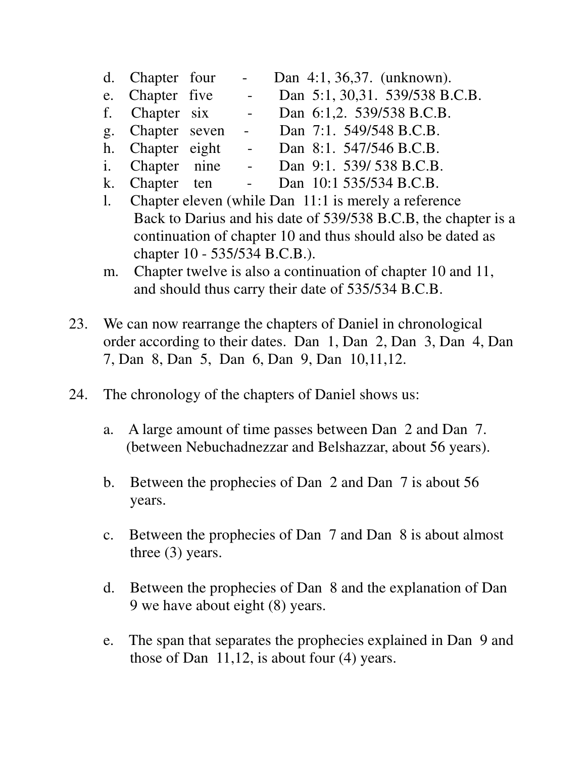d. Chapter four - Dan 4:1, 36,37. (unknown).
e. Chapter five - Dan 5:1, 30,31. 539/538 B.C.B.
f. Chapter six - Dan 6:1,2. 539/538 B.C.B.
g. Chapter seven - Dan 7:1. 549/548 B.C.B.
h. Chapter eight - Dan 8:1. 547/546 B.C.B.
i. Chapter nine - Dan 9:1. 539/ 538 B.C.B.
k. Chapter ten - Dan 10:1 535/534 B.C.B.
l. Chapter eleven (while Dan 11:1 is merely a reference Back to Darius and his date of 539/538 B.C.B, the chapter is a continuation of chapter 10 and thus should also be dated as chapter 10 - 535/534 B.C.B.).
m. Chapter twelve is also a continuation of chapter 10 and 11, and should thus carry their date of 535/534 B.C.B.

23. We can now rearrange the chapters of Daniel in chronological order according to their dates. Dan 1, Dan 2, Dan 3, Dan 4, Dan 7, Dan 8, Dan 5, Dan 6, Dan 9, Dan 10,11,12.

24. The chronology of the chapters of Daniel shows us:

 a. A large amount of time passes between Dan 2 and Dan 7. (between Nebuchadnezzar and Belshazzar, about 56 years).

 b. Between the prophecies of Dan 2 and Dan 7 is about 56 years.

 c. Between the prophecies of Dan 7 and Dan 8 is about almost three (3) years.

 d. Between the prophecies of Dan 8 and the explanation of Dan 9 we have about eight (8) years.

 e. The span that separates the prophecies explained in Dan 9 and those of Dan 11,12, is about four (4) years.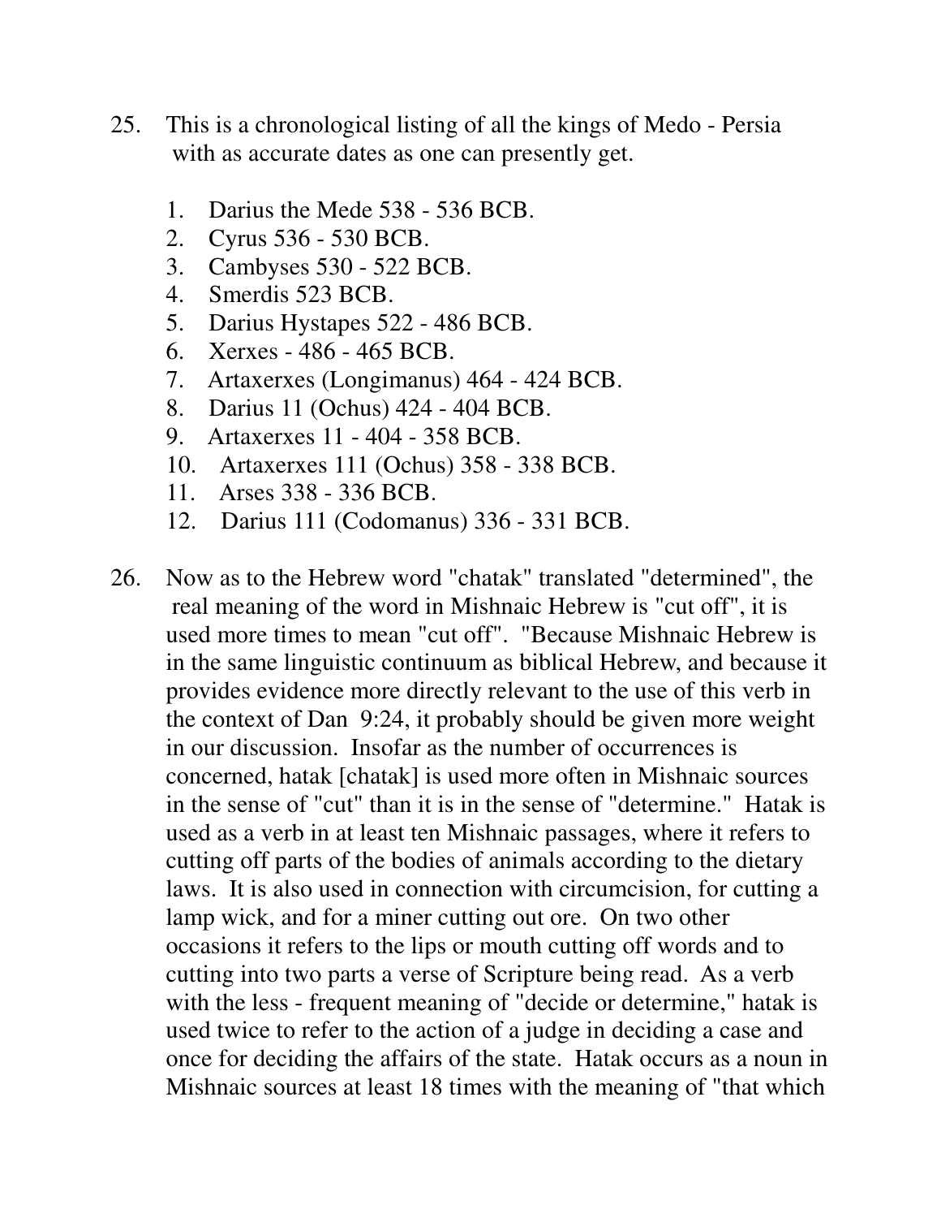25. This is a chronological listing of all the kings of Medo - Persia with as accurate dates as one can presently get.

    1. Darius the Mede 538 - 536 BCB.
    2. Cyrus 536 - 530 BCB.
    3. Cambyses 530 - 522 BCB.
    4. Smerdis 523 BCB.
    5. Darius Hystapes 522 - 486 BCB.
    6. Xerxes - 486 - 465 BCB.
    7. Artaxerxes (Longimanus) 464 - 424 BCB.
    8. Darius 11 (Ochus) 424 - 404 BCB.
    9. Artaxerxes 11 - 404 - 358 BCB.
    10. Artaxerxes 111 (Ochus) 358 - 338 BCB.
    11. Arses 338 - 336 BCB.
    12. Darius 111 (Codomanus) 336 - 331 BCB.

26. Now as to the Hebrew word "chatak" translated "determined", the real meaning of the word in Mishnaic Hebrew is "cut off", it is used more times to mean "cut off". "Because Mishnaic Hebrew is in the same linguistic continuum as biblical Hebrew, and because it provides evidence more directly relevant to the use of this verb in the context of Dan 9:24, it probably should be given more weight in our discussion. Insofar as the number of occurrences is concerned, hatak [chatak] is used more often in Mishnaic sources in the sense of "cut" than it is in the sense of "determine." Hatak is used as a verb in at least ten Mishnaic passages, where it refers to cutting off parts of the bodies of animals according to the dietary laws. It is also used in connection with circumcision, for cutting a lamp wick, and for a miner cutting out ore. On two other occasions it refers to the lips or mouth cutting off words and to cutting into two parts a verse of Scripture being read. As a verb with the less - frequent meaning of "decide or determine," hatak is used twice to refer to the action of a judge in deciding a case and once for deciding the affairs of the state. Hatak occurs as a noun in Mishnaic sources at least 18 times with the meaning of "that which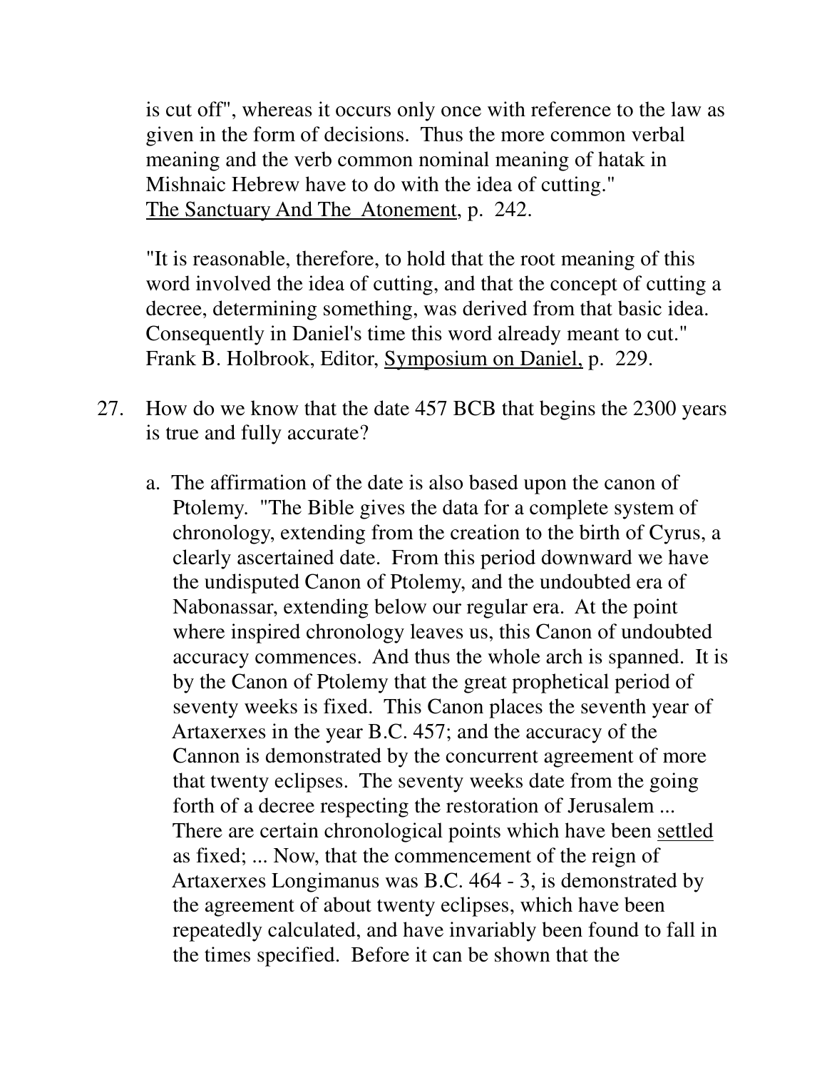is cut off", whereas it occurs only once with reference to the law as given in the form of decisions. Thus the more common verbal meaning and the verb common nominal meaning of hatak in Mishnaic Hebrew have to do with the idea of cutting." The Sanctuary And The Atonement, p. 242.

"It is reasonable, therefore, to hold that the root meaning of this word involved the idea of cutting, and that the concept of cutting a decree, determining something, was derived from that basic idea. Consequently in Daniel's time this word already meant to cut." Frank B. Holbrook, Editor, Symposium on Daniel, p. 229.

27. How do we know that the date 457 BCB that begins the 2300 years is true and fully accurate?

   a. The affirmation of the date is also based upon the canon of Ptolemy. "The Bible gives the data for a complete system of chronology, extending from the creation to the birth of Cyrus, a clearly ascertained date. From this period downward we have the undisputed Canon of Ptolemy, and the undoubted era of Nabonassar, extending below our regular era. At the point where inspired chronology leaves us, this Canon of undoubted accuracy commences. And thus the whole arch is spanned. It is by the Canon of Ptolemy that the great prophetical period of seventy weeks is fixed. This Canon places the seventh year of Artaxerxes in the year B.C. 457; and the accuracy of the Cannon is demonstrated by the concurrent agreement of more that twenty eclipses. The seventy weeks date from the going forth of a decree respecting the restoration of Jerusalem ... There are certain chronological points which have been settled as fixed; ... Now, that the commencement of the reign of Artaxerxes Longimanus was B.C. 464 - 3, is demonstrated by the agreement of about twenty eclipses, which have been repeatedly calculated, and have invariably been found to fall in the times specified. Before it can be shown that the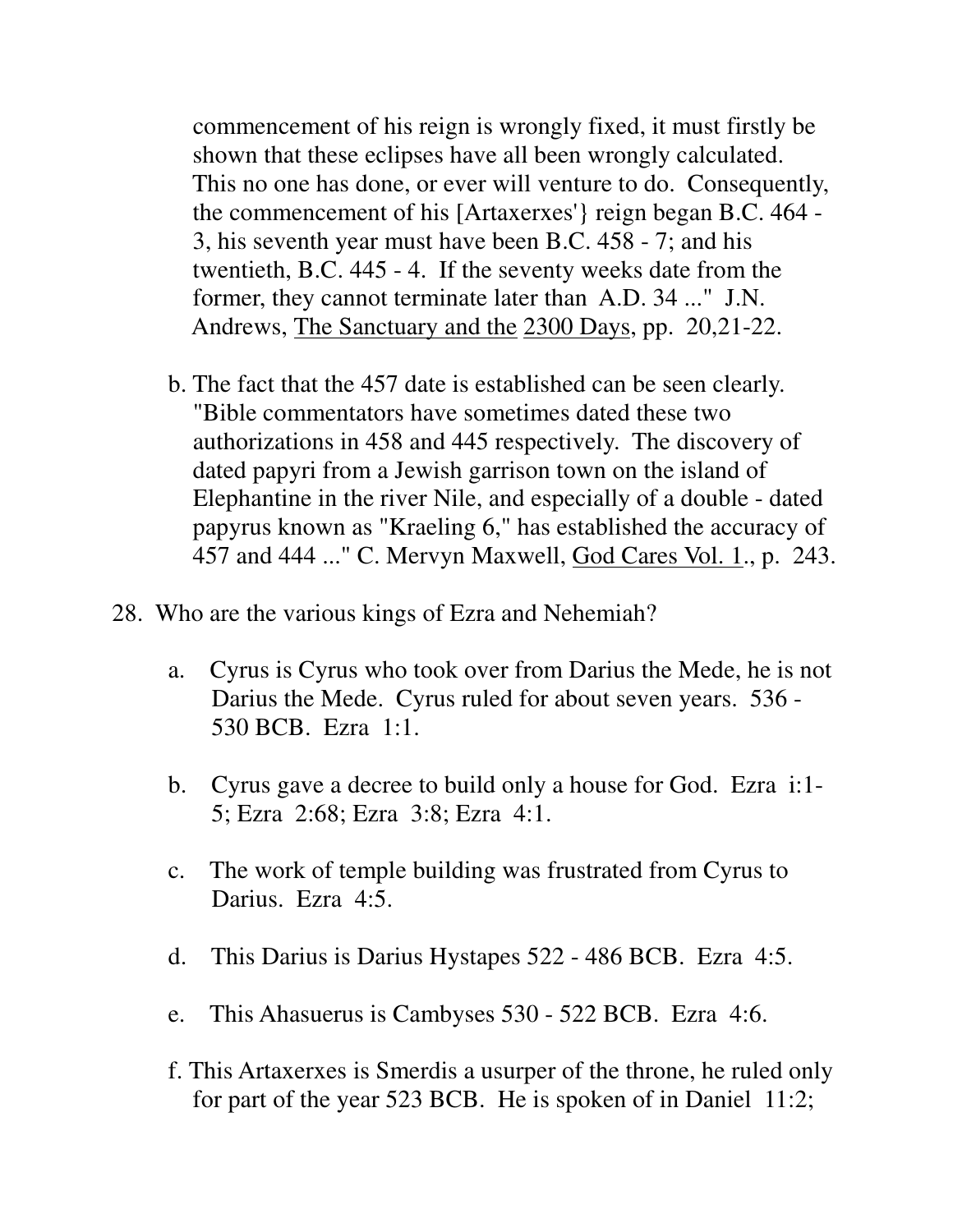commencement of his reign is wrongly fixed, it must firstly be shown that these eclipses have all been wrongly calculated. This no one has done, or ever will venture to do. Consequently, the commencement of his [Artaxerxes'} reign began B.C. 464 - 3, his seventh year must have been B.C. 458 - 7; and his twentieth, B.C. 445 - 4. If the seventy weeks date from the former, they cannot terminate later than A.D. 34 ..." J.N. Andrews, The Sanctuary and the 2300 Days, pp. 20,21-22.

b. The fact that the 457 date is established can be seen clearly. "Bible commentators have sometimes dated these two authorizations in 458 and 445 respectively. The discovery of dated papyri from a Jewish garrison town on the island of Elephantine in the river Nile, and especially of a double - dated papyrus known as "Kraeling 6," has established the accuracy of 457 and 444 ..." C. Mervyn Maxwell, God Cares Vol. 1., p. 243.

28. Who are the various kings of Ezra and Nehemiah?

a. Cyrus is Cyrus who took over from Darius the Mede, he is not Darius the Mede. Cyrus ruled for about seven years. 536 - 530 BCB. Ezra 1:1.

b. Cyrus gave a decree to build only a house for God. Ezra i:1-5; Ezra 2:68; Ezra 3:8; Ezra 4:1.

c. The work of temple building was frustrated from Cyrus to Darius. Ezra 4:5.

d. This Darius is Darius Hystapes 522 - 486 BCB. Ezra 4:5.

e. This Ahasuerus is Cambyses 530 - 522 BCB. Ezra 4:6.

f. This Artaxerxes is Smerdis a usurper of the throne, he ruled only for part of the year 523 BCB. He is spoken of in Daniel 11:2;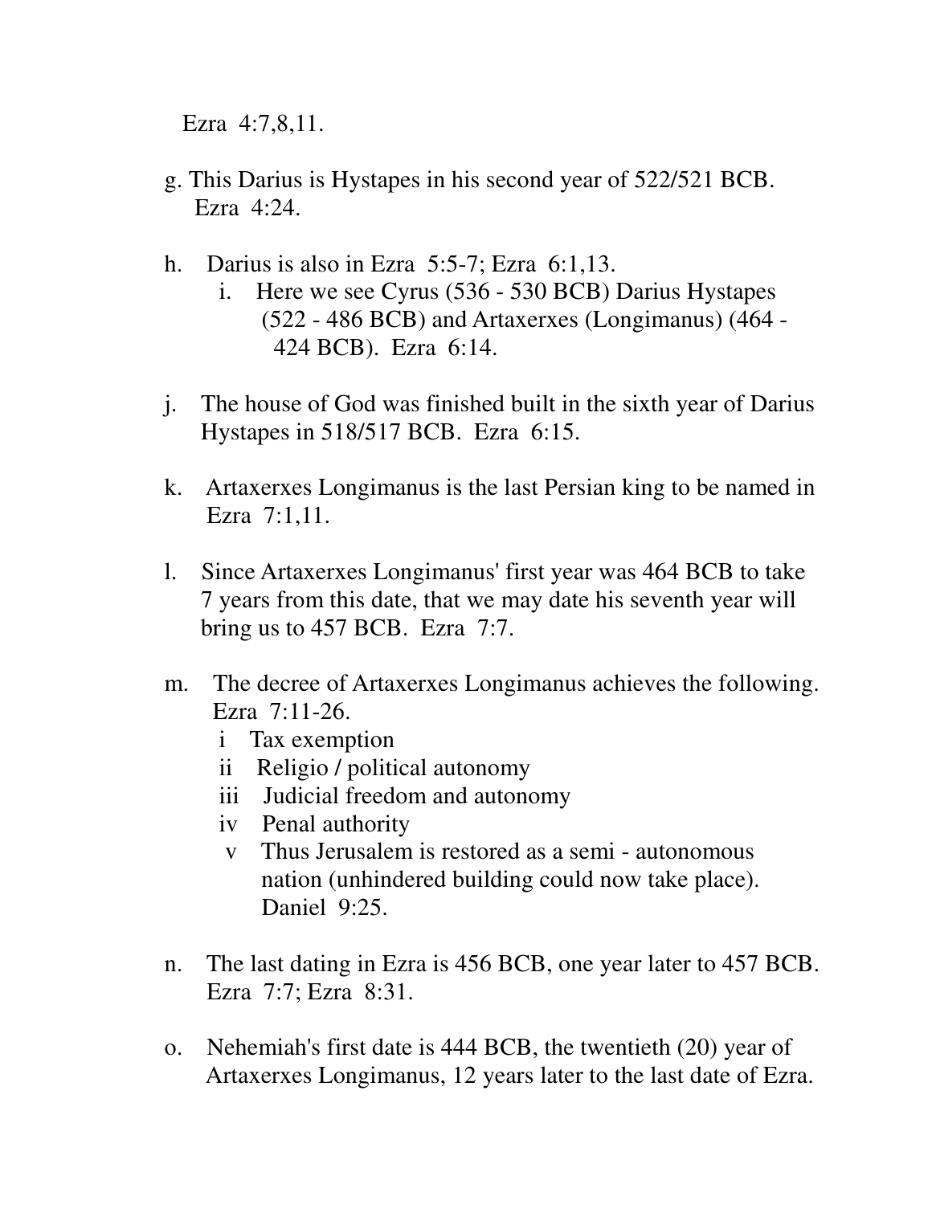Ezra 4:7,8,11.

g. This Darius is Hystapes in his second year of 522/521 BCB. Ezra 4:24.

h. Darius is also in Ezra 5:5-7; Ezra 6:1,13.
   i. Here we see Cyrus (536 - 530 BCB) Darius Hystapes (522 - 486 BCB) and Artaxerxes (Longimanus) (464 - 424 BCB). Ezra 6:14.

j. The house of God was finished built in the sixth year of Darius Hystapes in 518/517 BCB. Ezra 6:15.

k. Artaxerxes Longimanus is the last Persian king to be named in Ezra 7:1,11.

l. Since Artaxerxes Longimanus' first year was 464 BCB to take 7 years from this date, that we may date his seventh year will bring us to 457 BCB. Ezra 7:7.

m. The decree of Artaxerxes Longimanus achieves the following. Ezra 7:11-26.
   i Tax exemption
   ii Religio / political autonomy
   iii Judicial freedom and autonomy
   iv Penal authority
   v Thus Jerusalem is restored as a semi - autonomous nation (unhindered building could now take place). Daniel 9:25.

n. The last dating in Ezra is 456 BCB, one year later to 457 BCB. Ezra 7:7; Ezra 8:31.

o. Nehemiah's first date is 444 BCB, the twentieth (20) year of Artaxerxes Longimanus, 12 years later to the last date of Ezra.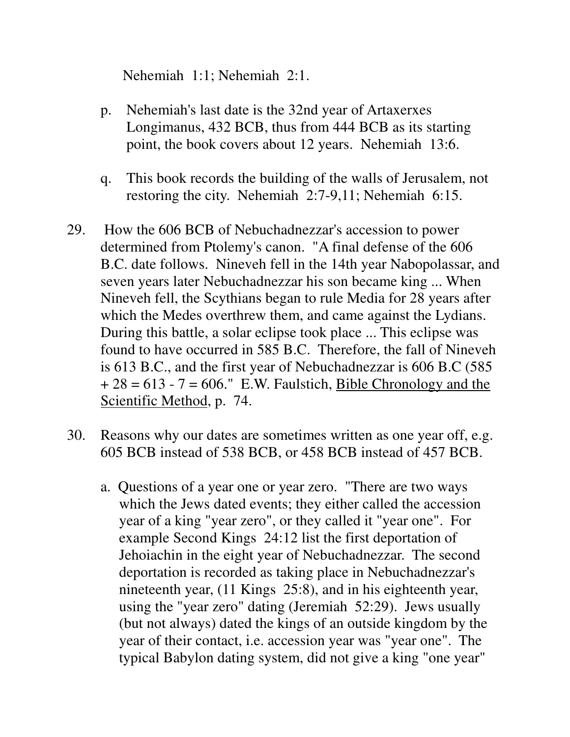Nehemiah 1:1; Nehemiah 2:1.

p. Nehemiah's last date is the 32nd year of Artaxerxes Longimanus, 432 BCB, thus from 444 BCB as its starting point, the book covers about 12 years. Nehemiah 13:6.

q. This book records the building of the walls of Jerusalem, not restoring the city. Nehemiah 2:7-9,11; Nehemiah 6:15.

29. How the 606 BCB of Nebuchadnezzar's accession to power determined from Ptolemy's canon. "A final defense of the 606 B.C. date follows. Nineveh fell in the 14th year Nabopolassar, and seven years later Nebuchadnezzar his son became king ... When Nineveh fell, the Scythians began to rule Media for 28 years after which the Medes overthrew them, and came against the Lydians. During this battle, a solar eclipse took place ... This eclipse was found to have occurred in 585 B.C. Therefore, the fall of Nineveh is 613 B.C., and the first year of Nebuchadnezzar is 606 B.C (585 + 28 = 613 - 7 = 606." E.W. Faulstich, Bible Chronology and the Scientific Method, p. 74.

30. Reasons why our dates are sometimes written as one year off, e.g. 605 BCB instead of 538 BCB, or 458 BCB instead of 457 BCB.

   a. Questions of a year one or year zero. "There are two ways which the Jews dated events; they either called the accession year of a king "year zero", or they called it "year one". For example Second Kings 24:12 list the first deportation of Jehoiachin in the eight year of Nebuchadnezzar. The second deportation is recorded as taking place in Nebuchadnezzar's nineteenth year, (11 Kings 25:8), and in his eighteenth year, using the "year zero" dating (Jeremiah 52:29). Jews usually (but not always) dated the kings of an outside kingdom by the year of their contact, i.e. accession year was "year one". The typical Babylon dating system, did not give a king "one year"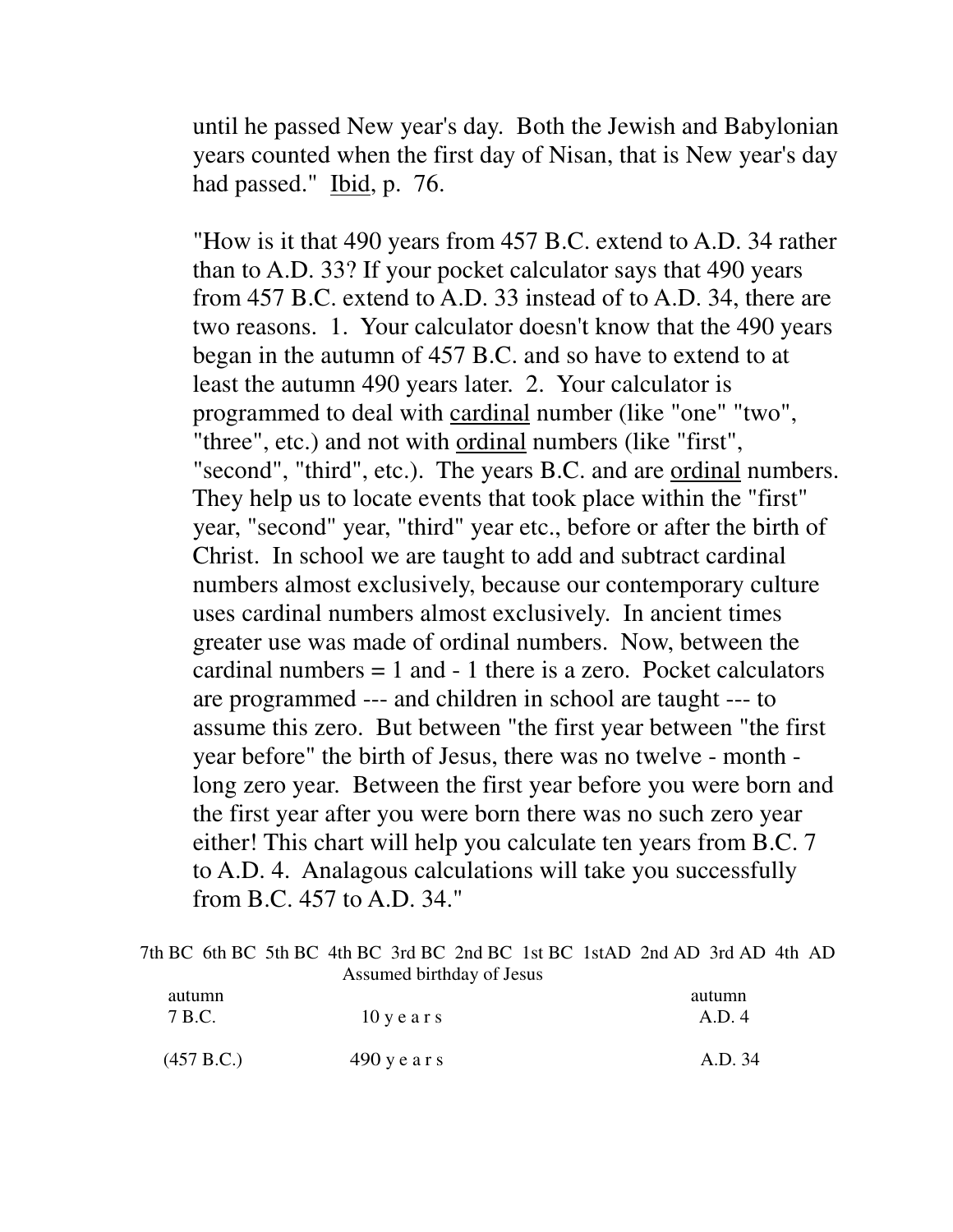until he passed New year's day. Both the Jewish and Babylonian years counted when the first day of Nisan, that is New year's day had passed." Ibid, p. 76.

"How is it that 490 years from 457 B.C. extend to A.D. 34 rather than to A.D. 33? If your pocket calculator says that 490 years from 457 B.C. extend to A.D. 33 instead of to A.D. 34, there are two reasons. 1. Your calculator doesn't know that the 490 years began in the autumn of 457 B.C. and so have to extend to at least the autumn 490 years later. 2. Your calculator is programmed to deal with cardinal number (like "one" "two", "three", etc.) and not with ordinal numbers (like "first", "second", "third", etc.). The years B.C. and are ordinal numbers. They help us to locate events that took place within the "first" year, "second" year, "third" year etc., before or after the birth of Christ. In school we are taught to add and subtract cardinal numbers almost exclusively, because our contemporary culture uses cardinal numbers almost exclusively. In ancient times greater use was made of ordinal numbers. Now, between the cardinal numbers = 1 and - 1 there is a zero. Pocket calculators are programmed --- and children in school are taught --- to assume this zero. But between "the first year between "the first year before" the birth of Jesus, there was no twelve - month - long zero year. Between the first year before you were born and the first year after you were born there was no such zero year either! This chart will help you calculate ten years from B.C. 7 to A.D. 4. Analagous calculations will take you successfully from B.C. 457 to A.D. 34."

7th BC 6th BC 5th BC 4th BC 3rd BC 2nd BC 1st BC 1stAD 2nd AD 3rd AD 4th AD

Assumed birthday of Jesus

| autumn 7 B.C. | 10 y e a r s | autumn A.D. 4 |
|---|---|---|
| (457 B.C.) | 490 y e a r s | A.D. 34 |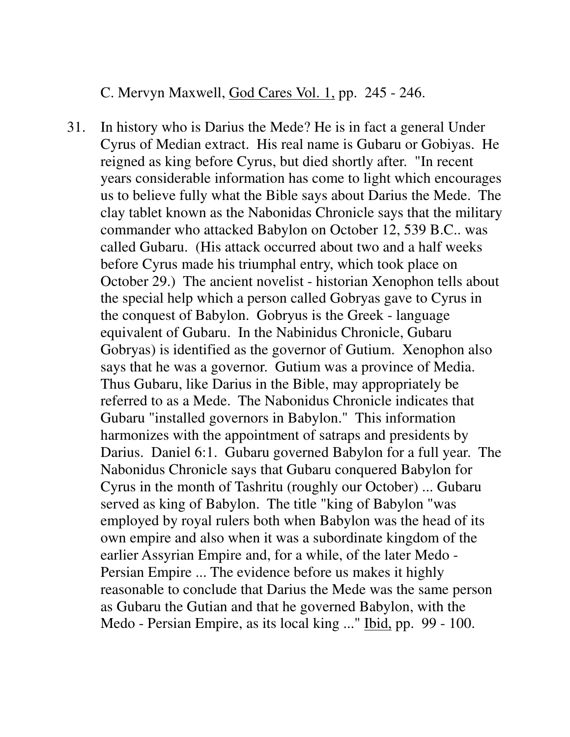C. Mervyn Maxwell, <u>God Cares Vol. 1,</u> pp. 245 - 246.

31. In history who is Darius the Mede? He is in fact a general Under Cyrus of Median extract. His real name is Gubaru or Gobiyas. He reigned as king before Cyrus, but died shortly after. "In recent years considerable information has come to light which encourages us to believe fully what the Bible says about Darius the Mede. The clay tablet known as the Nabonidas Chronicle says that the military commander who attacked Babylon on October 12, 539 B.C.. was called Gubaru. (His attack occurred about two and a half weeks before Cyrus made his triumphal entry, which took place on October 29.) The ancient novelist - historian Xenophon tells about the special help which a person called Gobryas gave to Cyrus in the conquest of Babylon. Gobryus is the Greek - language equivalent of Gubaru. In the Nabinidus Chronicle, Gubaru Gobryas) is identified as the governor of Gutium. Xenophon also says that he was a governor. Gutium was a province of Media. Thus Gubaru, like Darius in the Bible, may appropriately be referred to as a Mede. The Nabonidus Chronicle indicates that Gubaru "installed governors in Babylon." This information harmonizes with the appointment of satraps and presidents by Darius. Daniel 6:1. Gubaru governed Babylon for a full year. The Nabonidus Chronicle says that Gubaru conquered Babylon for Cyrus in the month of Tashritu (roughly our October) ... Gubaru served as king of Babylon. The title "king of Babylon "was employed by royal rulers both when Babylon was the head of its own empire and also when it was a subordinate kingdom of the earlier Assyrian Empire and, for a while, of the later Medo - Persian Empire ... The evidence before us makes it highly reasonable to conclude that Darius the Mede was the same person as Gubaru the Gutian and that he governed Babylon, with the Medo - Persian Empire, as its local king ..." <u>Ibid,</u> pp. 99 - 100.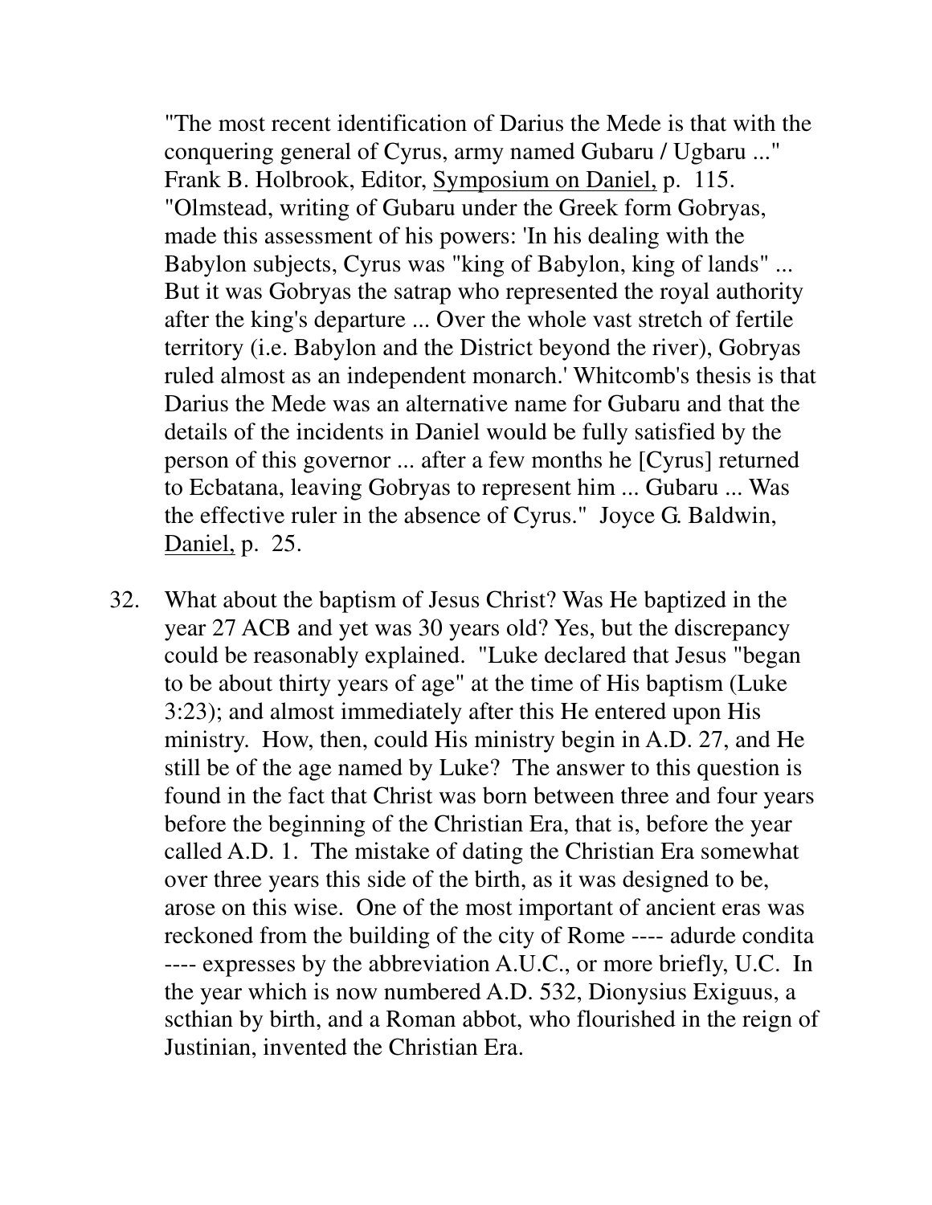"The most recent identification of Darius the Mede is that with the conquering general of Cyrus, army named Gubaru / Ugbaru ..." Frank B. Holbrook, Editor, Symposium on Daniel, p. 115. "Olmstead, writing of Gubaru under the Greek form Gobryas, made this assessment of his powers: 'In his dealing with the Babylon subjects, Cyrus was "king of Babylon, king of lands" ... But it was Gobryas the satrap who represented the royal authority after the king's departure ... Over the whole vast stretch of fertile territory (i.e. Babylon and the District beyond the river), Gobryas ruled almost as an independent monarch.' Whitcomb's thesis is that Darius the Mede was an alternative name for Gubaru and that the details of the incidents in Daniel would be fully satisfied by the person of this governor ... after a few months he [Cyrus] returned to Ecbatana, leaving Gobryas to represent him ... Gubaru ... Was the effective ruler in the absence of Cyrus." Joyce G. Baldwin, Daniel, p. 25.

32. What about the baptism of Jesus Christ? Was He baptized in the year 27 ACB and yet was 30 years old? Yes, but the discrepancy could be reasonably explained. "Luke declared that Jesus "began to be about thirty years of age" at the time of His baptism (Luke 3:23); and almost immediately after this He entered upon His ministry. How, then, could His ministry begin in A.D. 27, and He still be of the age named by Luke? The answer to this question is found in the fact that Christ was born between three and four years before the beginning of the Christian Era, that is, before the year called A.D. 1. The mistake of dating the Christian Era somewhat over three years this side of the birth, as it was designed to be, arose on this wise. One of the most important of ancient eras was reckoned from the building of the city of Rome ---- adurde condita ---- expresses by the abbreviation A.U.C., or more briefly, U.C. In the year which is now numbered A.D. 532, Dionysius Exiguus, a scthian by birth, and a Roman abbot, who flourished in the reign of Justinian, invented the Christian Era.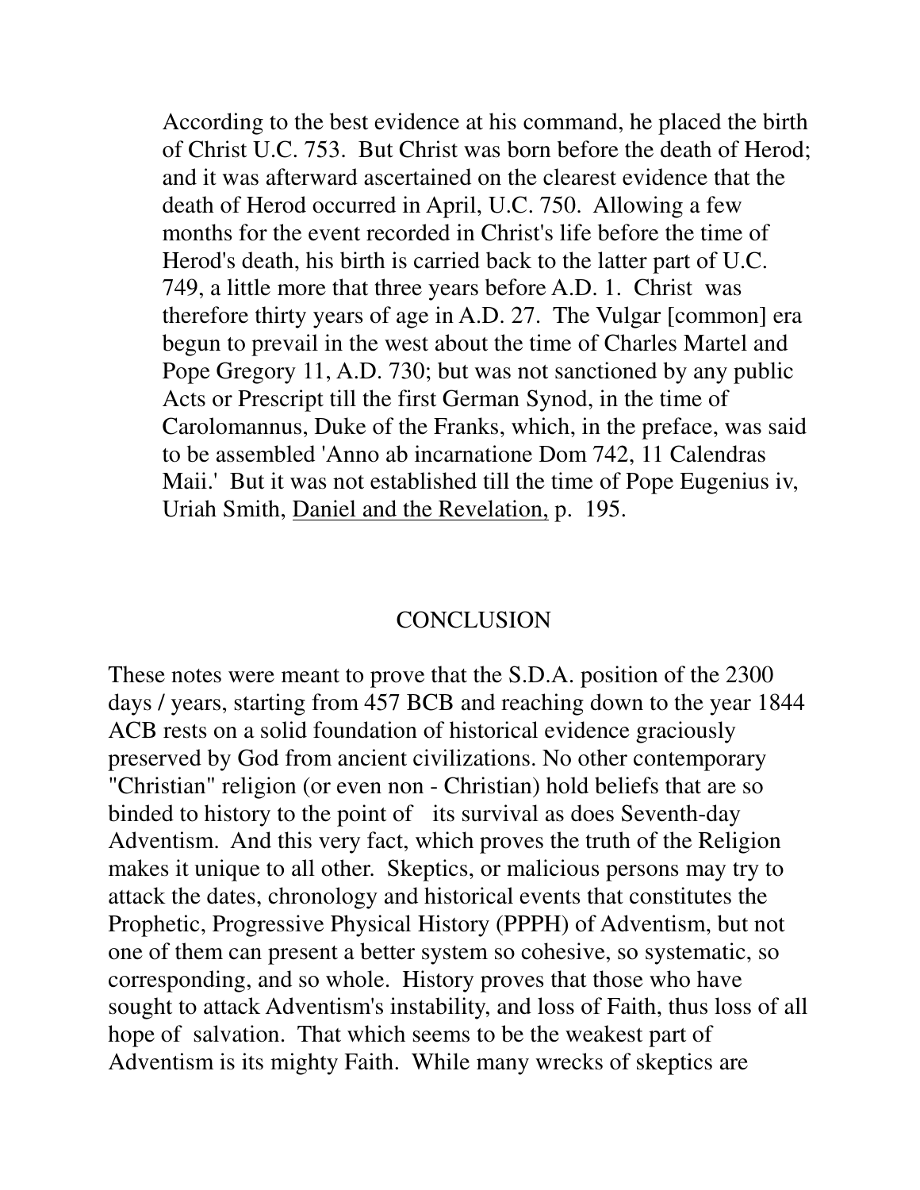> According to the best evidence at his command, he placed the birth of Christ U.C. 753. But Christ was born before the death of Herod; and it was afterward ascertained on the clearest evidence that the death of Herod occurred in April, U.C. 750. Allowing a few months for the event recorded in Christ's life before the time of Herod's death, his birth is carried back to the latter part of U.C. 749, a little more that three years before A.D. 1. Christ was therefore thirty years of age in A.D. 27. The Vulgar [common] era begun to prevail in the west about the time of Charles Martel and Pope Gregory 11, A.D. 730; but was not sanctioned by any public Acts or Prescript till the first German Synod, in the time of Carolomannus, Duke of the Franks, which, in the preface, was said to be assembled 'Anno ab incarnatione Dom 742, 11 Calendras Maii.' But it was not established till the time of Pope Eugenius iv, Uriah Smith, <u>Daniel and the Revelation,</u> p. 195.

## CONCLUSION

These notes were meant to prove that the S.D.A. position of the 2300 days / years, starting from 457 BCB and reaching down to the year 1844 ACB rests on a solid foundation of historical evidence graciously preserved by God from ancient civilizations. No other contemporary "Christian" religion (or even non - Christian) hold beliefs that are so binded to history to the point of its survival as does Seventh-day Adventism. And this very fact, which proves the truth of the Religion makes it unique to all other. Skeptics, or malicious persons may try to attack the dates, chronology and historical events that constitutes the Prophetic, Progressive Physical History (PPPH) of Adventism, but not one of them can present a better system so cohesive, so systematic, so corresponding, and so whole. History proves that those who have sought to attack Adventism's instability, and loss of Faith, thus loss of all hope of salvation. That which seems to be the weakest part of Adventism is its mighty Faith. While many wrecks of skeptics are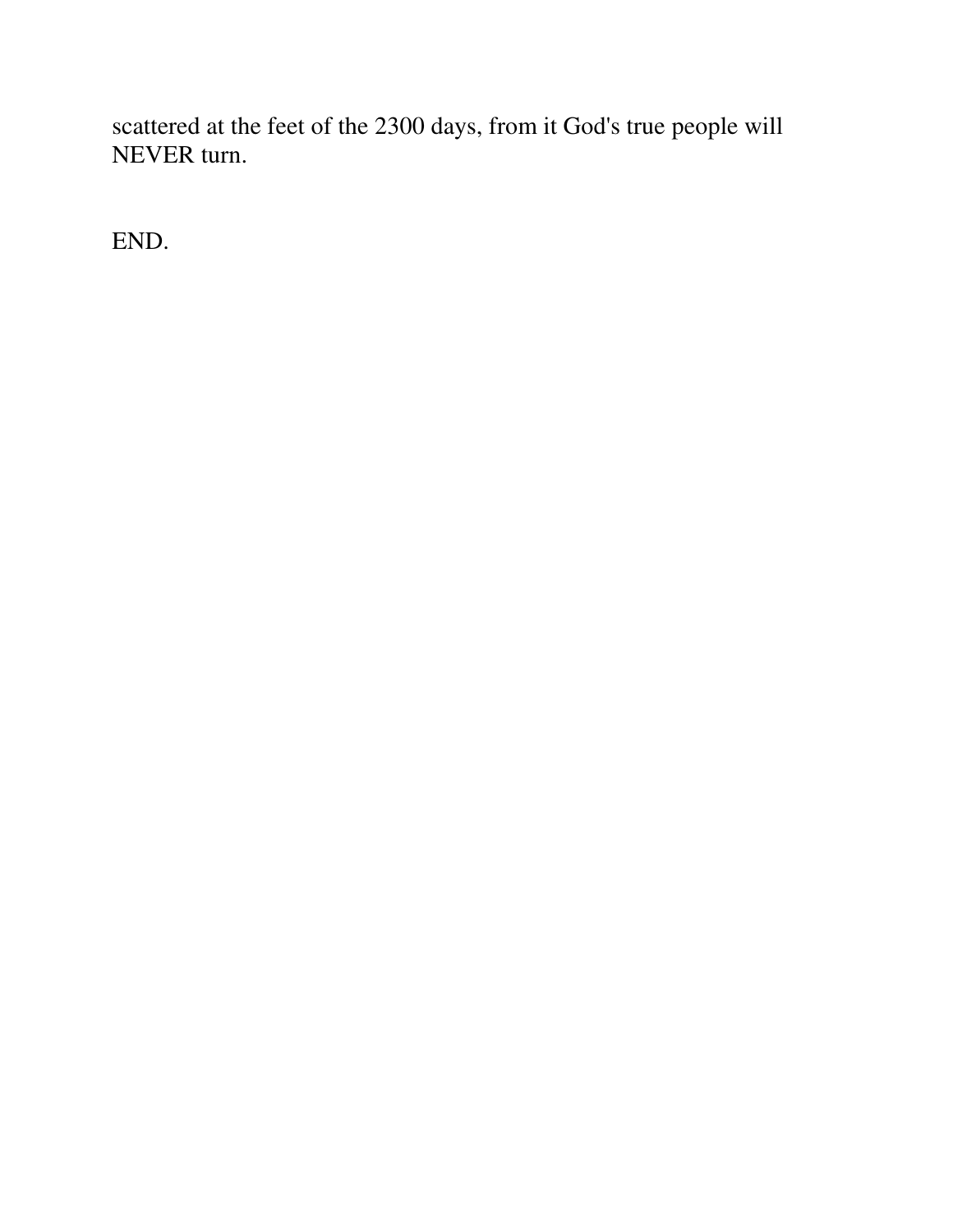scattered at the feet of the 2300 days, from it God's true people will NEVER turn.

END.